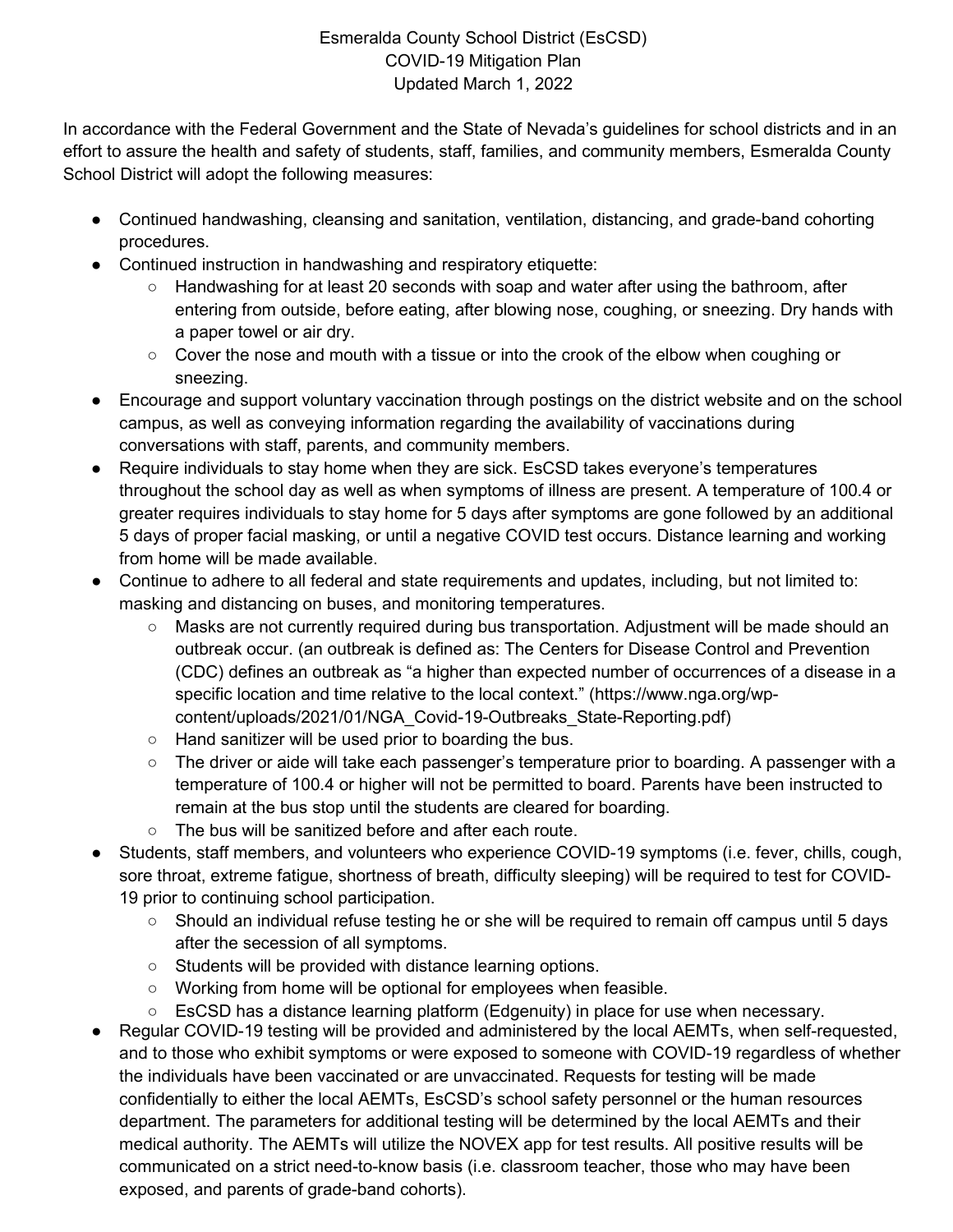# Esmeralda County School District (EsCSD)
## COVID-19 Mitigation Plan
### Updated March 1, 2022

In accordance with the Federal Government and the State of Nevada's guidelines for school districts and in an effort to assure the health and safety of students, staff, families, and community members, Esmeralda County School District will adopt the following measures:

- Continued handwashing, cleansing and sanitation, ventilation, distancing, and grade-band cohorting procedures.
- Continued instruction in handwashing and respiratory etiquette:
  - Handwashing for at least 20 seconds with soap and water after using the bathroom, after entering from outside, before eating, after blowing nose, coughing, or sneezing. Dry hands with a paper towel or air dry.
  - Cover the nose and mouth with a tissue or into the crook of the elbow when coughing or sneezing.
- Encourage and support voluntary vaccination through postings on the district website and on the school campus, as well as conveying information regarding the availability of vaccinations during conversations with staff, parents, and community members.
- Require individuals to stay home when they are sick. EsCSD takes everyone's temperatures throughout the school day as well as when symptoms of illness are present. A temperature of 100.4 or greater requires individuals to stay home for 5 days after symptoms are gone followed by an additional 5 days of proper facial masking, or until a negative COVID test occurs. Distance learning and working from home will be made available.
- Continue to adhere to all federal and state requirements and updates, including, but not limited to: masking and distancing on buses, and monitoring temperatures.
  - Masks are not currently required during bus transportation. Adjustment will be made should an outbreak occur. (an outbreak is defined as: The Centers for Disease Control and Prevention (CDC) defines an outbreak as "a higher than expected number of occurrences of a disease in a specific location and time relative to the local context." (https://www.nga.org/wp-content/uploads/2021/01/NGA_Covid-19-Outbreaks_State-Reporting.pdf)
  - Hand sanitizer will be used prior to boarding the bus.
  - The driver or aide will take each passenger's temperature prior to boarding. A passenger with a temperature of 100.4 or higher will not be permitted to board. Parents have been instructed to remain at the bus stop until the students are cleared for boarding.
  - The bus will be sanitized before and after each route.
- Students, staff members, and volunteers who experience COVID-19 symptoms (i.e. fever, chills, cough, sore throat, extreme fatigue, shortness of breath, difficulty sleeping) will be required to test for COVID-19 prior to continuing school participation.
  - Should an individual refuse testing he or she will be required to remain off campus until 5 days after the secession of all symptoms.
  - Students will be provided with distance learning options.
  - Working from home will be optional for employees when feasible.
  - EsCSD has a distance learning platform (Edgenuity) in place for use when necessary.
- Regular COVID-19 testing will be provided and administered by the local AEMTs, when self-requested, and to those who exhibit symptoms or were exposed to someone with COVID-19 regardless of whether the individuals have been vaccinated or are unvaccinated. Requests for testing will be made confidentially to either the local AEMTs, EsCSD's school safety personnel or the human resources department. The parameters for additional testing will be determined by the local AEMTs and their medical authority. The AEMTs will utilize the NOVEX app for test results. All positive results will be communicated on a strict need-to-know basis (i.e. classroom teacher, those who may have been exposed, and parents of grade-band cohorts).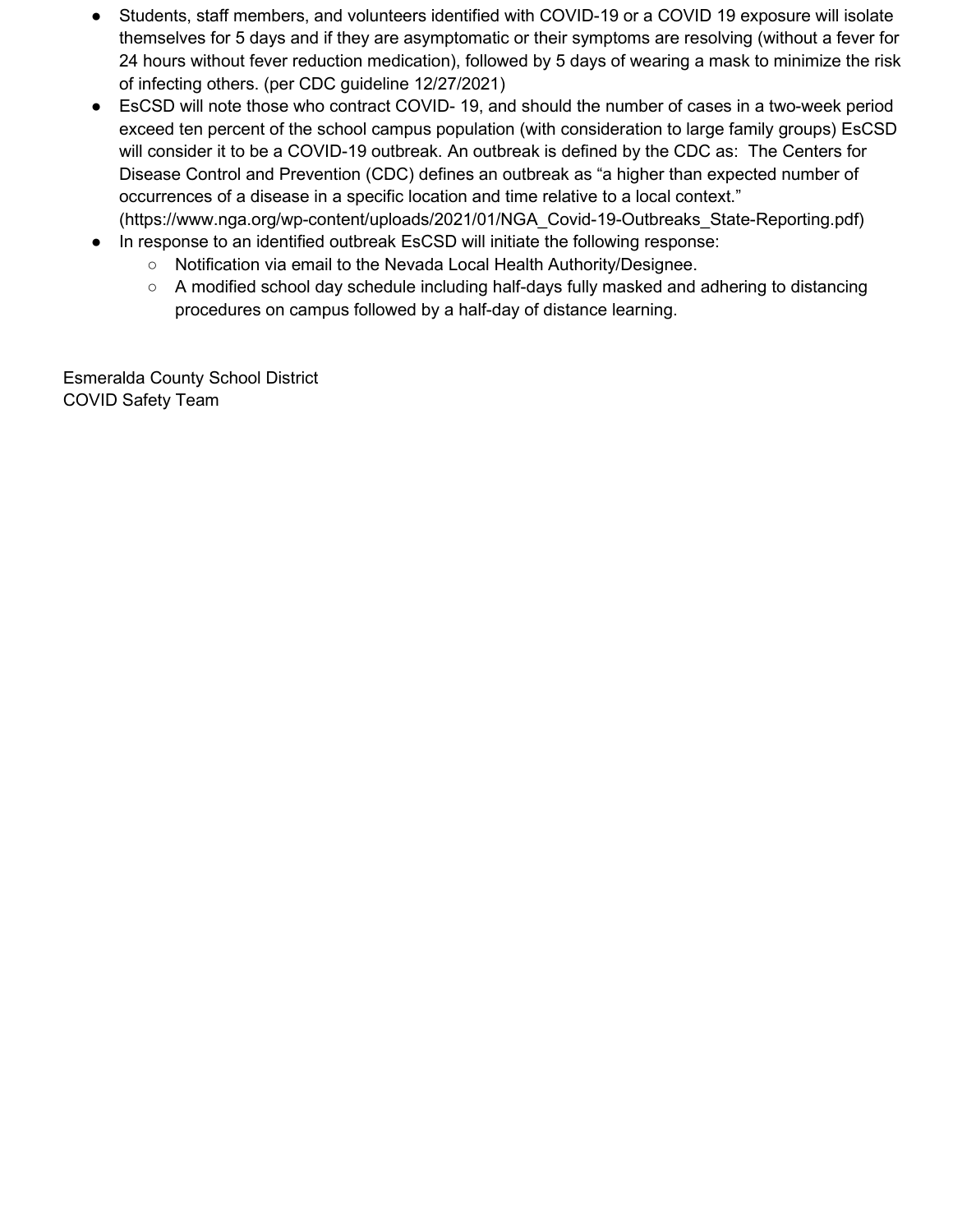- Students, staff members, and volunteers identified with COVID-19 or a COVID 19 exposure will isolate themselves for 5 days and if they are asymptomatic or their symptoms are resolving (without a fever for 24 hours without fever reduction medication), followed by 5 days of wearing a mask to minimize the risk of infecting others. (per CDC guideline 12/27/2021)
- EsCSD will note those who contract COVID- 19, and should the number of cases in a two-week period exceed ten percent of the school campus population (with consideration to large family groups) EsCSD will consider it to be a COVID-19 outbreak. An outbreak is defined by the CDC as: The Centers for Disease Control and Prevention (CDC) defines an outbreak as "a higher than expected number of occurrences of a disease in a specific location and time relative to a local context." (https://www.nga.org/wp-content/uploads/2021/01/NGA_Covid-19-Outbreaks_State-Reporting.pdf)
- In response to an identified outbreak EsCSD will initiate the following response:
    - Notification via email to the Nevada Local Health Authority/Designee.
    - A modified school day schedule including half-days fully masked and adhering to distancing procedures on campus followed by a half-day of distance learning.

Esmeralda County School District
COVID Safety Team